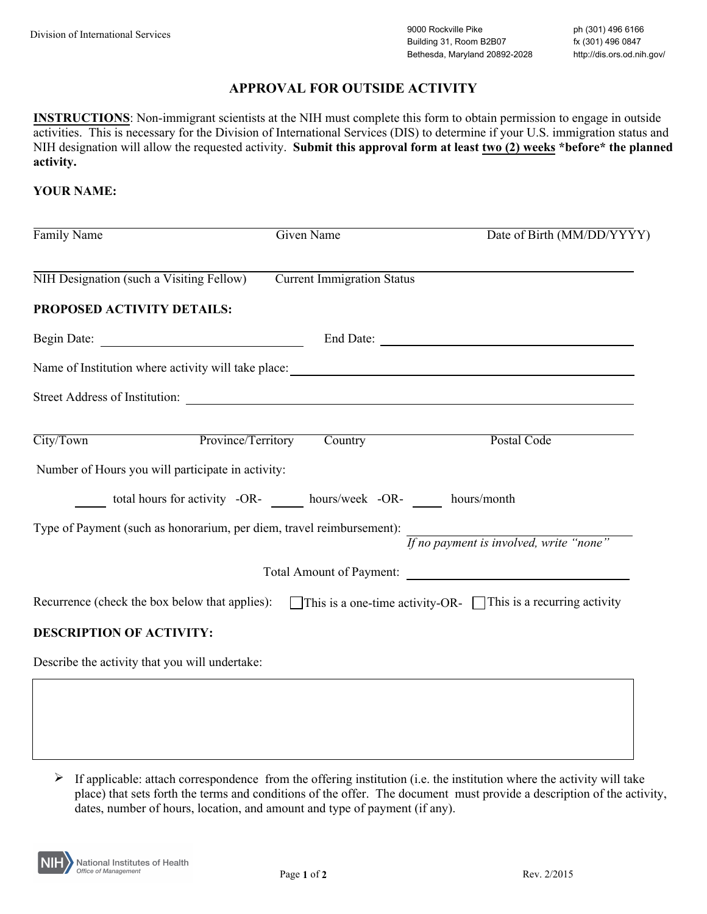Division of International Services

9000 Rockville Pike
Building 31, Room B2B07
Bethesda, Maryland 20892-2028

ph (301) 496 6166
fx (301) 496 0847
http://dis.ors.od.nih.gov/

# APPROVAL FOR OUTSIDE ACTIVITY

**INSTRUCTIONS**: Non-immigrant scientists at the NIH must complete this form to obtain permission to engage in outside activities. This is necessary for the Division of International Services (DIS) to determine if your U.S. immigration status and NIH designation will allow the requested activity. **Submit this approval form at least two (2) weeks \*before\* the planned activity.**

**YOUR NAME:**

______________________________________________________________________

Family Name          Given Name          Date of Birth (MM/DD/YYYY)

______________________________________________________________________

NIH Designation (such a Visiting Fellow)          Current Immigration Status

**PROPOSED ACTIVITY DETAILS:**

Begin Date: ____________________          End Date: ____________________

Name of Institution where activity will take place: ____________________

Street Address of Institution: ____________________

______________________________________________________________________

City/Town          Province/Territory          Country          Postal Code

Number of Hours you will participate in activity:

_____ total hours for activity -OR- _____ hours/week -OR- _____ hours/month

Type of Payment (such as honorarium, per diem, travel reimbursement): ____________________
*If no payment is involved, write "none"*

Total Amount of Payment: ____________________

Recurrence (check the box below that applies): ☐ This is a one-time activity -OR- ☐ This is a recurring activity

**DESCRIPTION OF ACTIVITY:**

Describe the activity that you will undertake:

| |
|---|
| |

- If applicable: attach correspondence from the offering institution (i.e. the institution where the activity will take place) that sets forth the terms and conditions of the offer. The document must provide a description of the activity, dates, number of hours, location, and amount and type of payment (if any).

NIH National Institutes of Health
Office of Management

Rev. 2/2015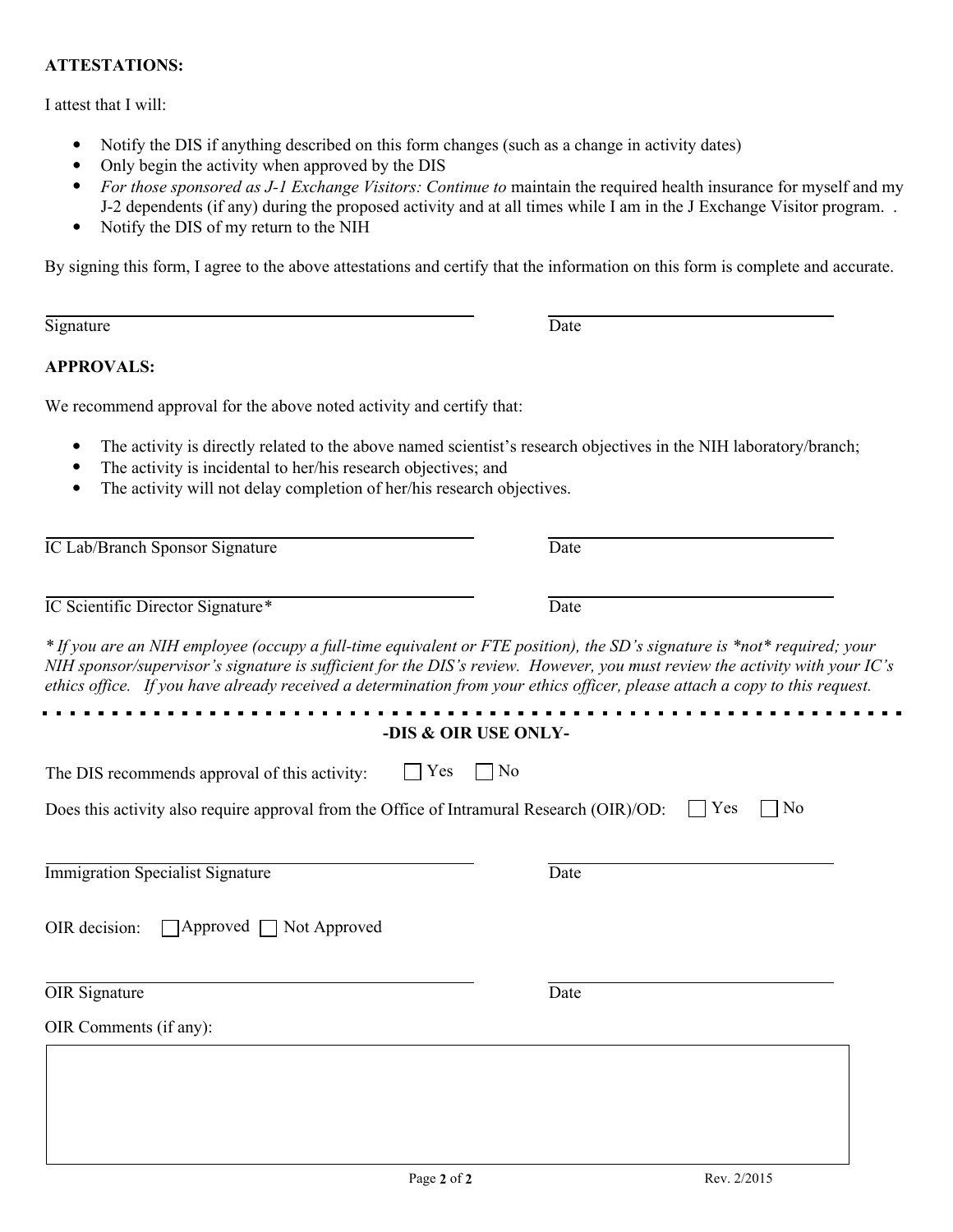**ATTESTATIONS:**

I attest that I will:

- Notify the DIS if anything described on this form changes (such as a change in activity dates)
- Only begin the activity when approved by the DIS
- *For those sponsored as J-1 Exchange Visitors: Continue to* maintain the required health insurance for myself and my J-2 dependents (if any) during the proposed activity and at all times while I am in the J Exchange Visitor program. .
- Notify the DIS of my return to the NIH

By signing this form, I agree to the above attestations and certify that the information on this form is complete and accurate.

Signature ______________________ Date ______________________

**APPROVALS:**

We recommend approval for the above noted activity and certify that:

- The activity is directly related to the above named scientist's research objectives in the NIH laboratory/branch;
- The activity is incidental to her/his research objectives; and
- The activity will not delay completion of her/his research objectives.

IC Lab/Branch Sponsor Signature ______________________ Date ______________________

IC Scientific Director Signature* ______________________ Date ______________________

*\* If you are an NIH employee (occupy a full-time equivalent or FTE position), the SD's signature is \*not\* required; your NIH sponsor/supervisor's signature is sufficient for the DIS's review. However, you must review the activity with your IC's ethics office. If you have already received a determination from your ethics officer, please attach a copy to this request.*

---

**-DIS & OIR USE ONLY-**

The DIS recommends approval of this activity: ☐ Yes ☐ No

Does this activity also require approval from the Office of Intramural Research (OIR)/OD: ☐ Yes ☐ No

Immigration Specialist Signature ______________________ Date ______________________

OIR decision: ☐ Approved ☐ Not Approved

OIR Signature ______________________ Date ______________________

OIR Comments (if any):